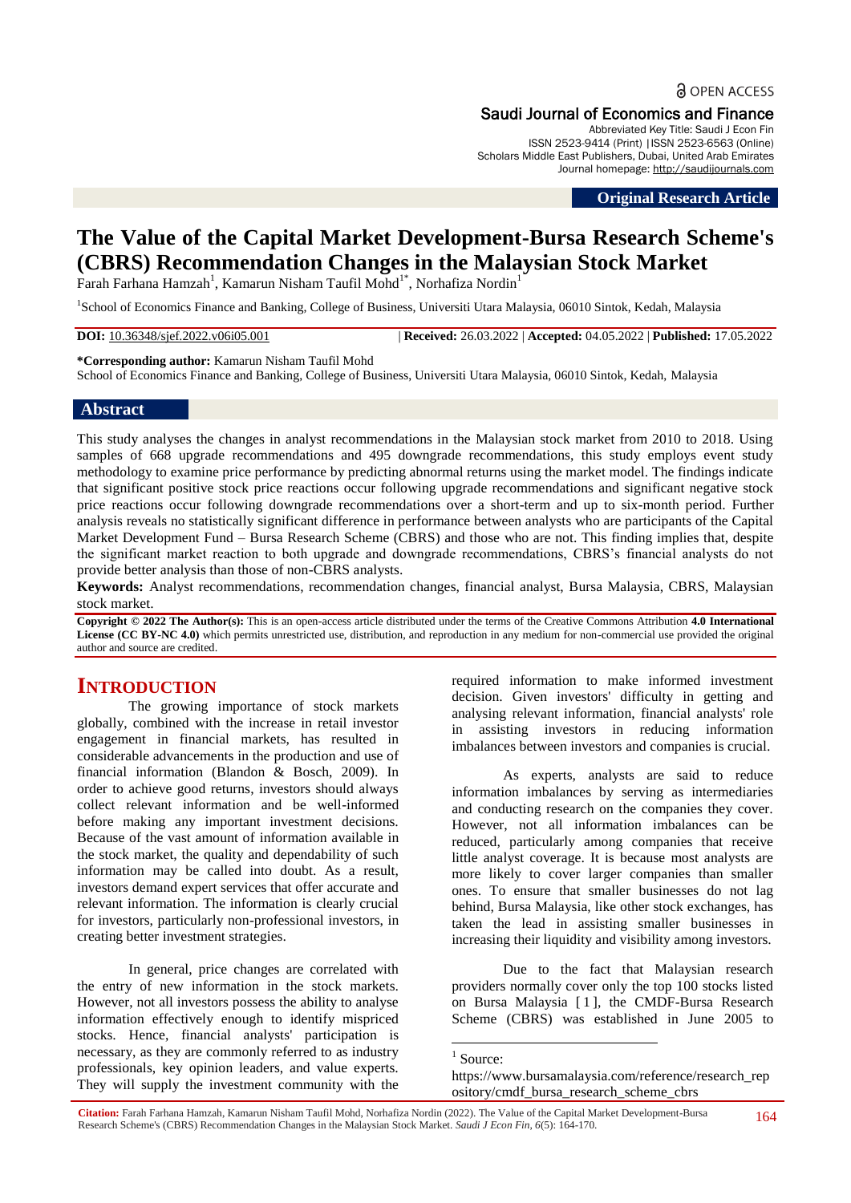# The Value of the Capital Market Development-Bursa Research Scheme's (CBRS) Recommendation Changes in the Malaysian Stock Market

Farah Farhana Hamzah[1], Kamarun Nisham Taufil Mohd[1*], Norhafiza Nordin[1]

[1]School of Economics Finance and Banking, College of Business, Universiti Utara Malaysia, 06010 Sintok, Kedah, Malaysia

**DOI:** 10.36348/sjef.2022.v06i05.001 | **Received:** 26.03.2022 | **Accepted:** 04.05.2022 | **Published:** 17.05.2022

**\*Corresponding author:** Kamarun Nisham Taufil Mohd
School of Economics Finance and Banking, College of Business, Universiti Utara Malaysia, 06010 Sintok, Kedah, Malaysia

## Abstract

This study analyses the changes in analyst recommendations in the Malaysian stock market from 2010 to 2018. Using samples of 668 upgrade recommendations and 495 downgrade recommendations, this study employs event study methodology to examine price performance by predicting abnormal returns using the market model. The findings indicate that significant positive stock price reactions occur following upgrade recommendations and significant negative stock price reactions occur following downgrade recommendations over a short-term and up to six-month period. Further analysis reveals no statistically significant difference in performance between analysts who are participants of the Capital Market Development Fund – Bursa Research Scheme (CBRS) and those who are not. This finding implies that, despite the significant market reaction to both upgrade and downgrade recommendations, CBRS's financial analysts do not provide better analysis than those of non-CBRS analysts.

**Keywords:** Analyst recommendations, recommendation changes, financial analyst, Bursa Malaysia, CBRS, Malaysian stock market.

**Copyright © 2022 The Author(s):** This is an open-access article distributed under the terms of the Creative Commons Attribution **4.0 International License (CC BY-NC 4.0)** which permits unrestricted use, distribution, and reproduction in any medium for non-commercial use provided the original author and source are credited.

## INTRODUCTION

The growing importance of stock markets globally, combined with the increase in retail investor engagement in financial markets, has resulted in considerable advancements in the production and use of financial information (Blandon & Bosch, 2009). In order to achieve good returns, investors should always collect relevant information and be well-informed before making any important investment decisions. Because of the vast amount of information available in the stock market, the quality and dependability of such information may be called into doubt. As a result, investors demand expert services that offer accurate and relevant information. The information is clearly crucial for investors, particularly non-professional investors, in creating better investment strategies.

In general, price changes are correlated with the entry of new information in the stock markets. However, not all investors possess the ability to analyse information effectively enough to identify mispriced stocks. Hence, financial analysts' participation is necessary, as they are commonly referred to as industry professionals, key opinion leaders, and value experts. They will supply the investment community with the required information to make informed investment decision. Given investors' difficulty in getting and analysing relevant information, financial analysts' role in assisting investors in reducing information imbalances between investors and companies is crucial.

As experts, analysts are said to reduce information imbalances by serving as intermediaries and conducting research on the companies they cover. However, not all information imbalances can be reduced, particularly among companies that receive little analyst coverage. It is because most analysts are more likely to cover larger companies than smaller ones. To ensure that smaller businesses do not lag behind, Bursa Malaysia, like other stock exchanges, has taken the lead in assisting smaller businesses in increasing their liquidity and visibility among investors.

Due to the fact that Malaysian research providers normally cover only the top 100 stocks listed on Bursa Malaysia [1], the CMDF-Bursa Research Scheme (CBRS) was established in June 2005 to

[1] Source: https://www.bursamalaysia.com/reference/research_repository/cmdf_bursa_research_scheme_cbrs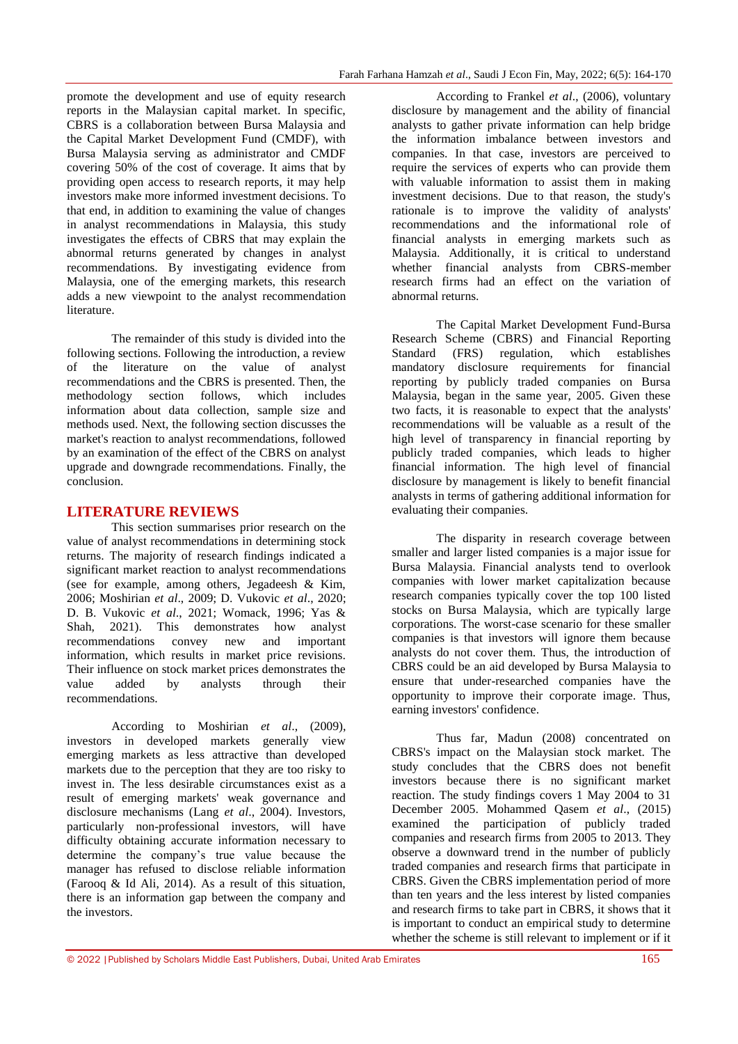promote the development and use of equity research reports in the Malaysian capital market. In specific, CBRS is a collaboration between Bursa Malaysia and the Capital Market Development Fund (CMDF), with Bursa Malaysia serving as administrator and CMDF covering 50% of the cost of coverage. It aims that by providing open access to research reports, it may help investors make more informed investment decisions. To that end, in addition to examining the value of changes in analyst recommendations in Malaysia, this study investigates the effects of CBRS that may explain the abnormal returns generated by changes in analyst recommendations. By investigating evidence from Malaysia, one of the emerging markets, this research adds a new viewpoint to the analyst recommendation literature.

The remainder of this study is divided into the following sections. Following the introduction, a review of the literature on the value of analyst recommendations and the CBRS is presented. Then, the methodology section follows, which includes information about data collection, sample size and methods used. Next, the following section discusses the market's reaction to analyst recommendations, followed by an examination of the effect of the CBRS on analyst upgrade and downgrade recommendations. Finally, the conclusion.

## LITERATURE REVIEWS

This section summarises prior research on the value of analyst recommendations in determining stock returns. The majority of research findings indicated a significant market reaction to analyst recommendations (see for example, among others, Jegadeesh & Kim, 2006; Moshirian *et al*., 2009; D. Vukovic *et al*., 2020; D. B. Vukovic *et al*., 2021; Womack, 1996; Yas & Shah, 2021). This demonstrates how analyst recommendations convey new and important information, which results in market price revisions. Their influence on stock market prices demonstrates the value added by analysts through their recommendations.

According to Moshirian *et al*., (2009), investors in developed markets generally view emerging markets as less attractive than developed markets due to the perception that they are too risky to invest in. The less desirable circumstances exist as a result of emerging markets' weak governance and disclosure mechanisms (Lang *et al*., 2004). Investors, particularly non-professional investors, will have difficulty obtaining accurate information necessary to determine the company's true value because the manager has refused to disclose reliable information (Farooq & Id Ali, 2014). As a result of this situation, there is an information gap between the company and the investors.

According to Frankel *et al*., (2006), voluntary disclosure by management and the ability of financial analysts to gather private information can help bridge the information imbalance between investors and companies. In that case, investors are perceived to require the services of experts who can provide them with valuable information to assist them in making investment decisions. Due to that reason, the study's rationale is to improve the validity of analysts' recommendations and the informational role of financial analysts in emerging markets such as Malaysia. Additionally, it is critical to understand whether financial analysts from CBRS-member research firms had an effect on the variation of abnormal returns.

The Capital Market Development Fund-Bursa Research Scheme (CBRS) and Financial Reporting Standard (FRS) regulation, which establishes mandatory disclosure requirements for financial reporting by publicly traded companies on Bursa Malaysia, began in the same year, 2005. Given these two facts, it is reasonable to expect that the analysts' recommendations will be valuable as a result of the high level of transparency in financial reporting by publicly traded companies, which leads to higher financial information. The high level of financial disclosure by management is likely to benefit financial analysts in terms of gathering additional information for evaluating their companies.

The disparity in research coverage between smaller and larger listed companies is a major issue for Bursa Malaysia. Financial analysts tend to overlook companies with lower market capitalization because research companies typically cover the top 100 listed stocks on Bursa Malaysia, which are typically large corporations. The worst-case scenario for these smaller companies is that investors will ignore them because analysts do not cover them. Thus, the introduction of CBRS could be an aid developed by Bursa Malaysia to ensure that under-researched companies have the opportunity to improve their corporate image. Thus, earning investors' confidence.

Thus far, Madun (2008) concentrated on CBRS's impact on the Malaysian stock market. The study concludes that the CBRS does not benefit investors because there is no significant market reaction. The study findings covers 1 May 2004 to 31 December 2005. Mohammed Qasem *et al*., (2015) examined the participation of publicly traded companies and research firms from 2005 to 2013. They observe a downward trend in the number of publicly traded companies and research firms that participate in CBRS. Given the CBRS implementation period of more than ten years and the less interest by listed companies and research firms to take part in CBRS, it shows that it is important to conduct an empirical study to determine whether the scheme is still relevant to implement or if it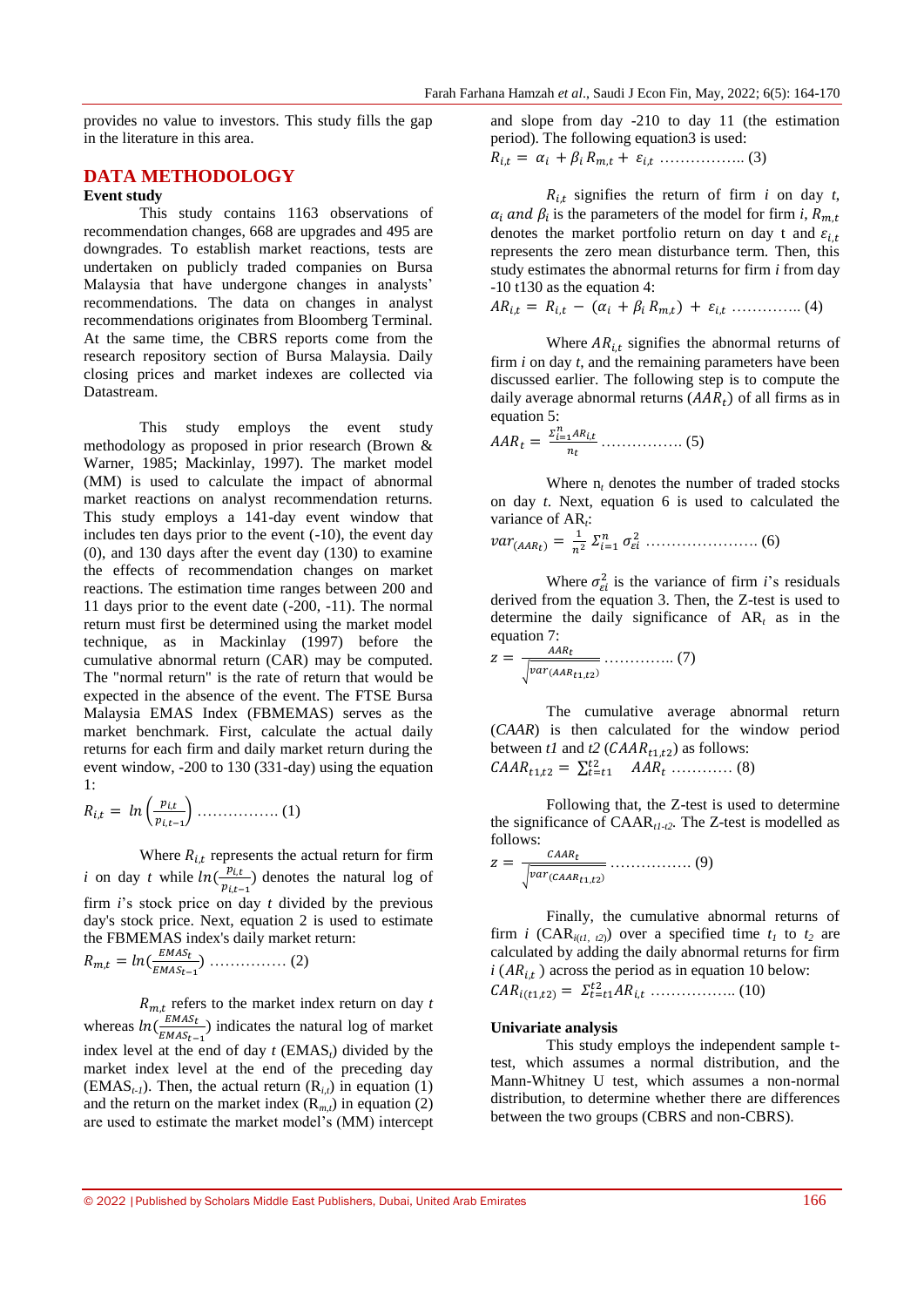provides no value to investors. This study fills the gap in the literature in this area.

## DATA METHODOLOGY

### Event study

This study contains 1163 observations of recommendation changes, 668 are upgrades and 495 are downgrades. To establish market reactions, tests are undertaken on publicly traded companies on Bursa Malaysia that have undergone changes in analysts' recommendations. The data on changes in analyst recommendations originates from Bloomberg Terminal. At the same time, the CBRS reports come from the research repository section of Bursa Malaysia. Daily closing prices and market indexes are collected via Datastream.

This study employs the event study methodology as proposed in prior research (Brown & Warner, 1985; Mackinlay, 1997). The market model (MM) is used to calculate the impact of abnormal market reactions on analyst recommendation returns. This study employs a 141-day event window that includes ten days prior to the event (-10), the event day (0), and 130 days after the event day (130) to examine the effects of recommendation changes on market reactions. The estimation time ranges between 200 and 11 days prior to the event date (-200, -11). The normal return must first be determined using the market model technique, as in Mackinlay (1997) before the cumulative abnormal return (CAR) may be computed. The "normal return" is the rate of return that would be expected in the absence of the event. The FTSE Bursa Malaysia EMAS Index (FBMEMAS) serves as the market benchmark. First, calculate the actual daily returns for each firm and daily market return during the event window, -200 to 130 (331-day) using the equation 1:

$$R_{i,t} = ln\left(\frac{p_{i,t}}{p_{i,t-1}}\right) \quad \text{................ (1)}$$

Where $R_{i,t}$ represents the actual return for firm $i$ on day $t$ while $ln(\frac{p_{i,t}}{p_{i,t-1}})$ denotes the natural log of firm $i$'s stock price on day $t$ divided by the previous day's stock price. Next, equation 2 is used to estimate the FBMEMAS index's daily market return:

$$R_{m,t} = ln\left(\frac{EMAS_t}{EMAS_{t-1}}\right) \quad \text{............... (2)}$$

$R_{m,t}$ refers to the market index return on day $t$ whereas $ln(\frac{EMAS_t}{EMAS_{t-1}})$ indicates the natural log of market index level at the end of day $t$ ($EMAS_t$) divided by the market index level at the end of the preceding day ($EMAS_{t-1}$). Then, the actual return ($R_{i,t}$) in equation (1) and the return on the market index ($R_{m,t}$) in equation (2) are used to estimate the market model's (MM) intercept and slope from day -210 to day 11 (the estimation period). The following equation3 is used:

$$R_{i,t} = \alpha_i + \beta_i R_{m,t} + \varepsilon_{i,t} \quad \text{................. (3)}$$

$R_{i,t}$ signifies the return of firm $i$ on day $t$, $\alpha_i$ *and* $\beta_i$ is the parameters of the model for firm $i$, $R_{m,t}$ denotes the market portfolio return on day t and $\varepsilon_{i,t}$ represents the zero mean disturbance term. Then, this study estimates the abnormal returns for firm $i$ from day -10 t130 as the equation 4:

$$AR_{i,t} = R_{i,t} - (\alpha_i + \beta_i R_{m,t}) + \varepsilon_{i,t} \quad \text{.............. (4)}$$

Where $AR_{i,t}$ signifies the abnormal returns of firm $i$ on day $t$, and the remaining parameters have been discussed earlier. The following step is to compute the daily average abnormal returns ($AAR_t$) of all firms as in equation 5:

$$AAR_t = \frac{\Sigma_{i=1}^{n} AR_{i,t}}{n_t} \quad \text{................ (5)}$$

Where $n_t$ denotes the number of traded stocks on day $t$. Next, equation 6 is used to calculated the variance of $AR_t$:

$$var_{(AAR_t)} = \frac{1}{n^2}\, \Sigma_{i=1}^{n}\, \sigma_{\varepsilon i}^2 \quad \text{...................... (6)}$$

Where $\sigma_{\varepsilon i}^2$ is the variance of firm $i$'s residuals derived from the equation 3. Then, the Z-test is used to determine the daily significance of $AR_t$ as in the equation 7:

$$z = \frac{AAR_t}{\sqrt{var_{(AAR_{t1,t2})}}} \quad \text{.............. (7)}$$

The cumulative average abnormal return (*CAAR*) is then calculated for the window period between *t1* and *t2* ($CAAR_{t1,t2}$) as follows:

$$CAAR_{t1,t2} = \Sigma_{t=t1}^{t2} \quad AAR_t \quad \text{............ (8)}$$

Following that, the Z-test is used to determine the significance of $CAAR_{t1\text{-}t2}$. The Z-test is modelled as follows:

$$z = \frac{CAAR_t}{\sqrt{var_{(CAAR_{t1,t2})}}} \quad \text{................ (9)}$$

Finally, the cumulative abnormal returns of firm $i$ ($CAR_{i(t1,\ t2)}$) over a specified time $t_1$ to $t_2$ are calculated by adding the daily abnormal returns for firm $i$ ($AR_{i,t}$) across the period as in equation 10 below:

$$CAR_{i(t1,t2)} = \Sigma_{t=t1}^{t2} AR_{i,t} \quad \text{................. (10)}$$

### Univariate analysis

This study employs the independent sample t-test, which assumes a normal distribution, and the Mann-Whitney U test, which assumes a non-normal distribution, to determine whether there are differences between the two groups (CBRS and non-CBRS).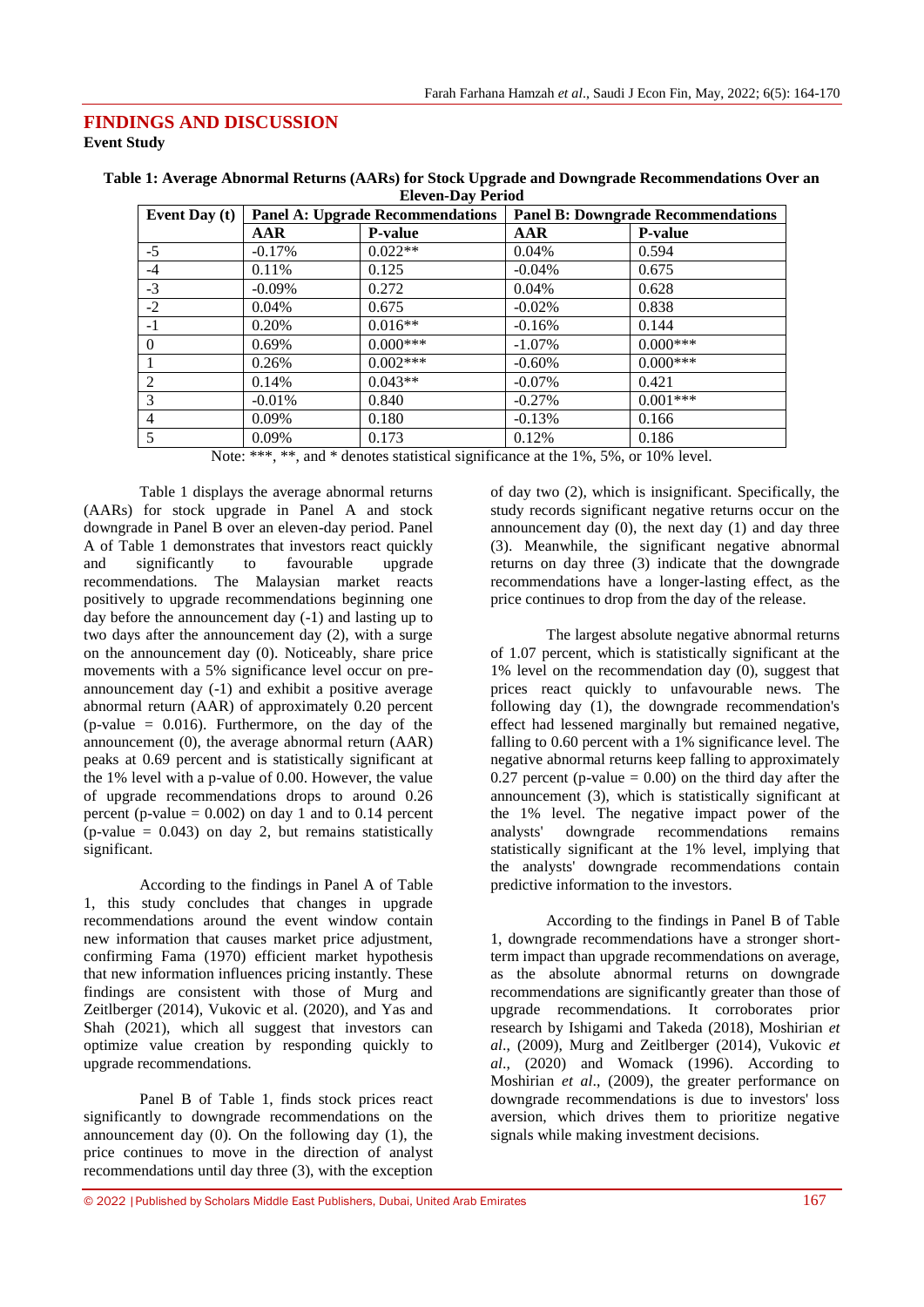## FINDINGS AND DISCUSSION

### Event Study

**Table 1: Average Abnormal Returns (AARs) for Stock Upgrade and Downgrade Recommendations Over an Eleven-Day Period**

| Event Day (t) | Panel A: Upgrade Recommendations | | Panel B: Downgrade Recommendations | |
|---|---|---|---|---|
| | **AAR** | **P-value** | **AAR** | **P-value** |
| -5 | -0.17% | 0.022** | 0.04% | 0.594 |
| -4 | 0.11% | 0.125 | -0.04% | 0.675 |
| -3 | -0.09% | 0.272 | 0.04% | 0.628 |
| -2 | 0.04% | 0.675 | -0.02% | 0.838 |
| -1 | 0.20% | 0.016** | -0.16% | 0.144 |
| 0 | 0.69% | 0.000*** | -1.07% | 0.000*** |
| 1 | 0.26% | 0.002*** | -0.60% | 0.000*** |
| 2 | 0.14% | 0.043** | -0.07% | 0.421 |
| 3 | -0.01% | 0.840 | -0.27% | 0.001*** |
| 4 | 0.09% | 0.180 | -0.13% | 0.166 |
| 5 | 0.09% | 0.173 | 0.12% | 0.186 |

Note: ***, **, and * denotes statistical significance at the 1%, 5%, or 10% level.

Table 1 displays the average abnormal returns (AARs) for stock upgrade in Panel A and stock downgrade in Panel B over an eleven-day period. Panel A of Table 1 demonstrates that investors react quickly and significantly to favourable upgrade recommendations. The Malaysian market reacts positively to upgrade recommendations beginning one day before the announcement day (-1) and lasting up to two days after the announcement day (2), with a surge on the announcement day (0). Noticeably, share price movements with a 5% significance level occur on pre-announcement day (-1) and exhibit a positive average abnormal return (AAR) of approximately 0.20 percent (p-value = 0.016). Furthermore, on the day of the announcement (0), the average abnormal return (AAR) peaks at 0.69 percent and is statistically significant at the 1% level with a p-value of 0.00. However, the value of upgrade recommendations drops to around 0.26 percent (p-value = 0.002) on day 1 and to 0.14 percent (p-value = 0.043) on day 2, but remains statistically significant.

According to the findings in Panel A of Table 1, this study concludes that changes in upgrade recommendations around the event window contain new information that causes market price adjustment, confirming Fama (1970) efficient market hypothesis that new information influences pricing instantly. These findings are consistent with those of Murg and Zeitlberger (2014), Vukovic et al. (2020), and Yas and Shah (2021), which all suggest that investors can optimize value creation by responding quickly to upgrade recommendations.

Panel B of Table 1, finds stock prices react significantly to downgrade recommendations on the announcement day (0). On the following day (1), the price continues to move in the direction of analyst recommendations until day three (3), with the exception of day two (2), which is insignificant. Specifically, the study records significant negative returns occur on the announcement day (0), the next day (1) and day three (3). Meanwhile, the significant negative abnormal returns on day three (3) indicate that the downgrade recommendations have a longer-lasting effect, as the price continues to drop from the day of the release.

The largest absolute negative abnormal returns of 1.07 percent, which is statistically significant at the 1% level on the recommendation day (0), suggest that prices react quickly to unfavourable news. The following day (1), the downgrade recommendation's effect had lessened marginally but remained negative, falling to 0.60 percent with a 1% significance level. The negative abnormal returns keep falling to approximately 0.27 percent (p-value = 0.00) on the third day after the announcement (3), which is statistically significant at the 1% level. The negative impact power of the analysts' downgrade recommendations remains statistically significant at the 1% level, implying that the analysts' downgrade recommendations contain predictive information to the investors.

According to the findings in Panel B of Table 1, downgrade recommendations have a stronger short-term impact than upgrade recommendations on average, as the absolute abnormal returns on downgrade recommendations are significantly greater than those of upgrade recommendations. It corroborates prior research by Ishigami and Takeda (2018), Moshirian *et al*., (2009), Murg and Zeitlberger (2014), Vukovic *et al*., (2020) and Womack (1996). According to Moshirian *et al*., (2009), the greater performance on downgrade recommendations is due to investors' loss aversion, which drives them to prioritize negative signals while making investment decisions.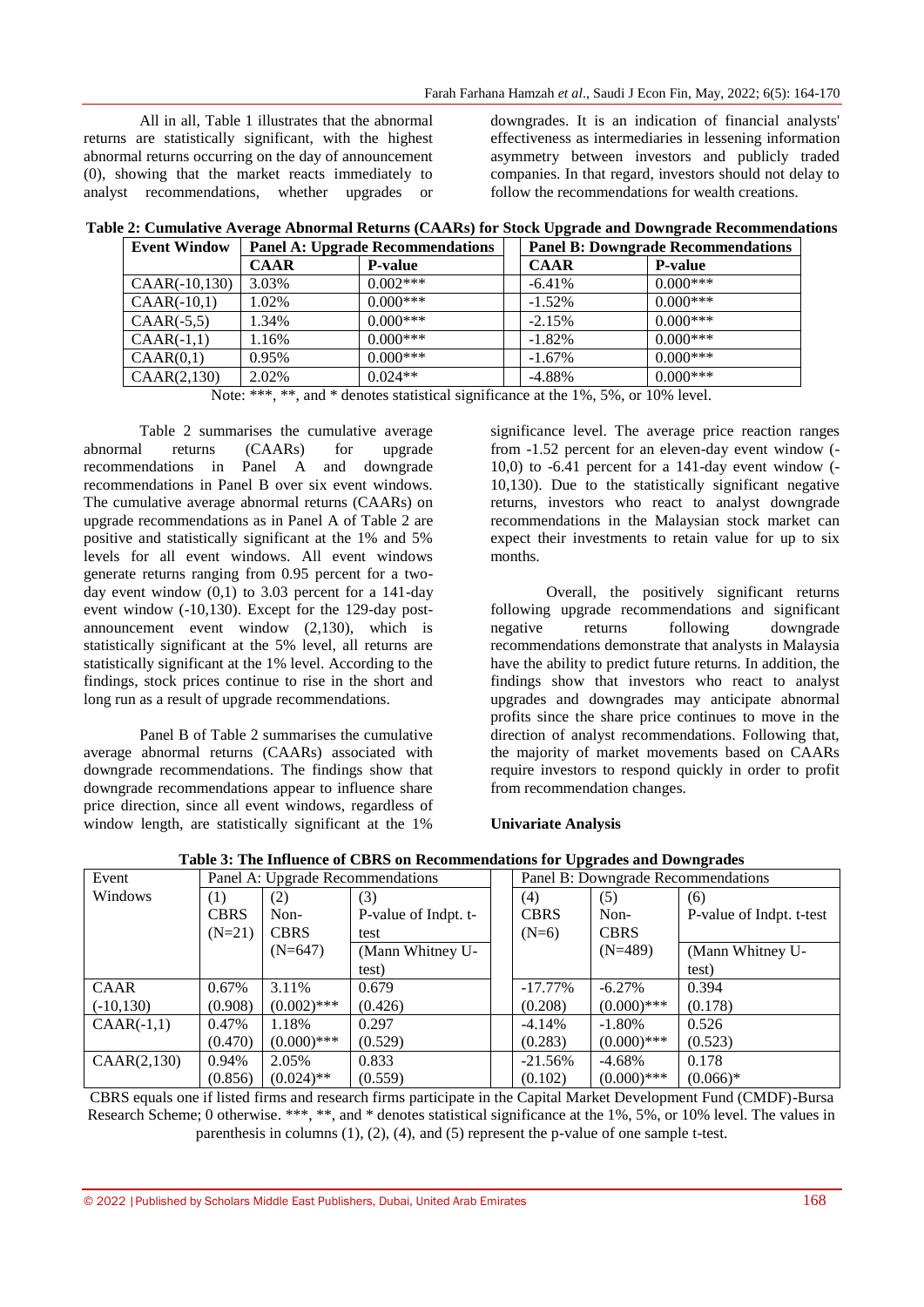All in all, Table 1 illustrates that the abnormal returns are statistically significant, with the highest abnormal returns occurring on the day of announcement (0), showing that the market reacts immediately to analyst recommendations, whether upgrades or downgrades. It is an indication of financial analysts' effectiveness as intermediaries in lessening information asymmetry between investors and publicly traded companies. In that regard, investors should not delay to follow the recommendations for wealth creations.

**Table 2: Cumulative Average Abnormal Returns (CAARs) for Stock Upgrade and Downgrade Recommendations**

| Event Window | Panel A: Upgrade Recommendations | | Panel B: Downgrade Recommendations | |
|---|---|---|---|---|
| | **CAAR** | **P-value** | **CAAR** | **P-value** |
| CAAR(-10,130) | 3.03% | 0.002*** | -6.41% | 0.000*** |
| CAAR(-10,1) | 1.02% | 0.000*** | -1.52% | 0.000*** |
| CAAR(-5,5) | 1.34% | 0.000*** | -2.15% | 0.000*** |
| CAAR(-1,1) | 1.16% | 0.000*** | -1.82% | 0.000*** |
| CAAR(0,1) | 0.95% | 0.000*** | -1.67% | 0.000*** |
| CAAR(2,130) | 2.02% | 0.024** | -4.88% | 0.000*** |

Note: ***, **, and * denotes statistical significance at the 1%, 5%, or 10% level.

Table 2 summarises the cumulative average abnormal returns (CAARs) for upgrade recommendations in Panel A and downgrade recommendations in Panel B over six event windows. The cumulative average abnormal returns (CAARs) on upgrade recommendations as in Panel A of Table 2 are positive and statistically significant at the 1% and 5% levels for all event windows. All event windows generate returns ranging from 0.95 percent for a two-day event window (0,1) to 3.03 percent for a 141-day event window (-10,130). Except for the 129-day post-announcement event window (2,130), which is statistically significant at the 5% level, all returns are statistically significant at the 1% level. According to the findings, stock prices continue to rise in the short and long run as a result of upgrade recommendations.

Panel B of Table 2 summarises the cumulative average abnormal returns (CAARs) associated with downgrade recommendations. The findings show that downgrade recommendations appear to influence share price direction, since all event windows, regardless of window length, are statistically significant at the 1% significance level. The average price reaction ranges from -1.52 percent for an eleven-day event window (-10,0) to -6.41 percent for a 141-day event window (-10,130). Due to the statistically significant negative returns, investors who react to analyst downgrade recommendations in the Malaysian stock market can expect their investments to retain value for up to six months.

Overall, the positively significant returns following upgrade recommendations and significant negative returns following downgrade recommendations demonstrate that analysts in Malaysia have the ability to predict future returns. In addition, the findings show that investors who react to analyst upgrades and downgrades may anticipate abnormal profits since the share price continues to move in the direction of analyst recommendations. Following that, the majority of market movements based on CAARs require investors to respond quickly in order to profit from recommendation changes.

**Univariate Analysis**

**Table 3: The Influence of CBRS on Recommendations for Upgrades and Downgrades**

| Event Windows | Panel A: Upgrade Recommendations | | | Panel B: Downgrade Recommendations | | |
|---|---|---|---|---|---|---|
| | (1) CBRS (N=21) | (2) Non-CBRS (N=647) | (3) P-value of Indpt. t-test (Mann Whitney U-test) | (4) CBRS (N=6) | (5) Non-CBRS (N=489) | (6) P-value of Indpt. t-test (Mann Whitney U-test) |
| CAAR (-10,130) | 0.67% (0.908) | 3.11% (0.002)*** | 0.679 (0.426) | -17.77% (0.208) | -6.27% (0.000)*** | 0.394 (0.178) |
| CAAR(-1,1) | 0.47% (0.470) | 1.18% (0.000)*** | 0.297 (0.529) | -4.14% (0.283) | -1.80% (0.000)*** | 0.526 (0.523) |
| CAAR(2,130) | 0.94% (0.856) | 2.05% (0.024)** | 0.833 (0.559) | -21.56% (0.102) | -4.68% (0.000)*** | 0.178 (0.066)* |

CBRS equals one if listed firms and research firms participate in the Capital Market Development Fund (CMDF)-Bursa Research Scheme; 0 otherwise. ***, **, and * denotes statistical significance at the 1%, 5%, or 10% level. The values in parenthesis in columns (1), (2), (4), and (5) represent the p-value of one sample t-test.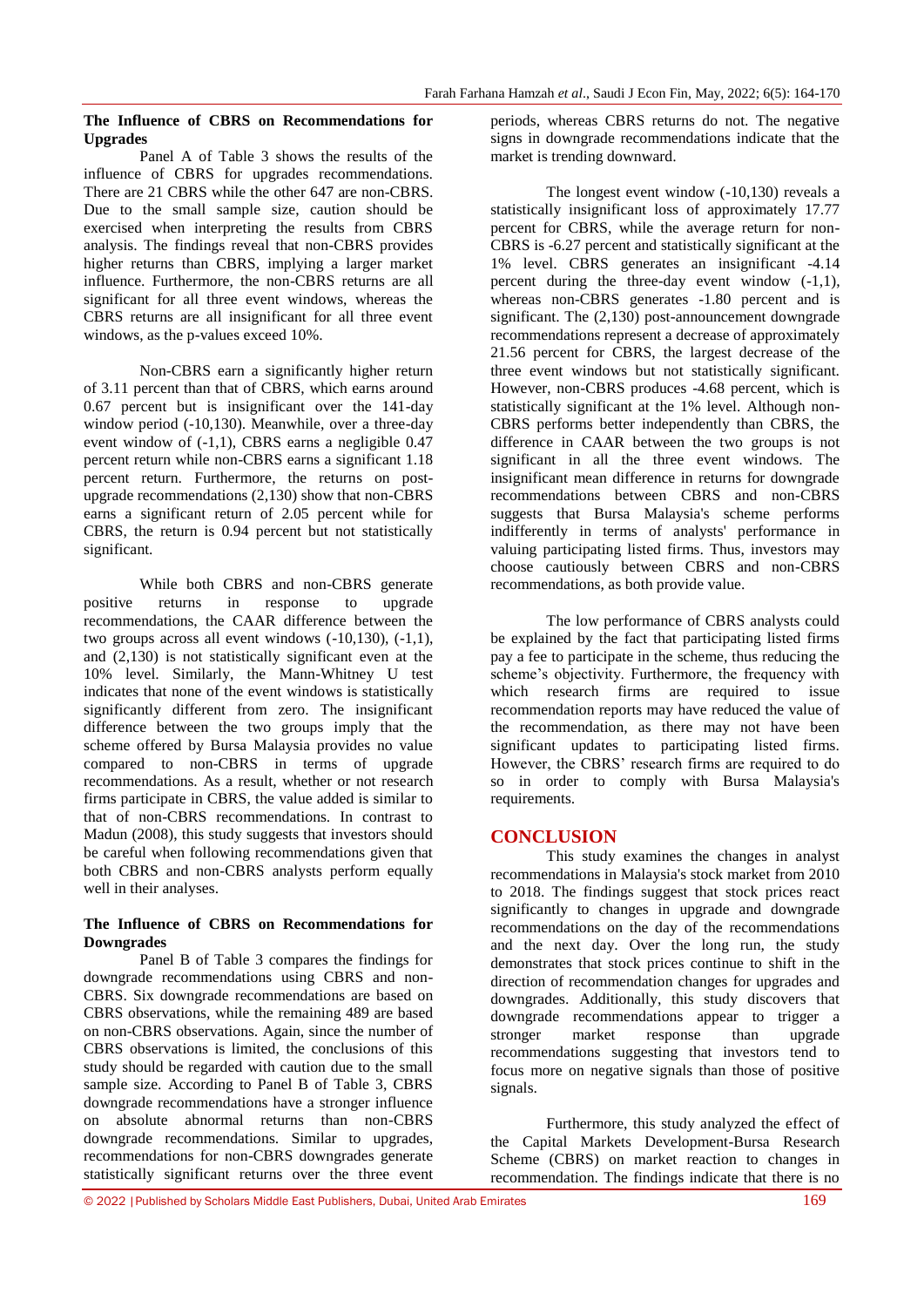### The Influence of CBRS on Recommendations for Upgrades

Panel A of Table 3 shows the results of the influence of CBRS for upgrades recommendations. There are 21 CBRS while the other 647 are non-CBRS. Due to the small sample size, caution should be exercised when interpreting the results from CBRS analysis. The findings reveal that non-CBRS provides higher returns than CBRS, implying a larger market influence. Furthermore, the non-CBRS returns are all significant for all three event windows, whereas the CBRS returns are all insignificant for all three event windows, as the p-values exceed 10%.

Non-CBRS earn a significantly higher return of 3.11 percent than that of CBRS, which earns around 0.67 percent but is insignificant over the 141-day window period (-10,130). Meanwhile, over a three-day event window of (-1,1), CBRS earns a negligible 0.47 percent return while non-CBRS earns a significant 1.18 percent return. Furthermore, the returns on post-upgrade recommendations (2,130) show that non-CBRS earns a significant return of 2.05 percent while for CBRS, the return is 0.94 percent but not statistically significant.

While both CBRS and non-CBRS generate positive returns in response to upgrade recommendations, the CAAR difference between the two groups across all event windows (-10,130), (-1,1), and (2,130) is not statistically significant even at the 10% level. Similarly, the Mann-Whitney U test indicates that none of the event windows is statistically significantly different from zero. The insignificant difference between the two groups imply that the scheme offered by Bursa Malaysia provides no value compared to non-CBRS in terms of upgrade recommendations. As a result, whether or not research firms participate in CBRS, the value added is similar to that of non-CBRS recommendations. In contrast to Madun (2008), this study suggests that investors should be careful when following recommendations given that both CBRS and non-CBRS analysts perform equally well in their analyses.

### The Influence of CBRS on Recommendations for Downgrades

Panel B of Table 3 compares the findings for downgrade recommendations using CBRS and non-CBRS. Six downgrade recommendations are based on CBRS observations, while the remaining 489 are based on non-CBRS observations. Again, since the number of CBRS observations is limited, the conclusions of this study should be regarded with caution due to the small sample size. According to Panel B of Table 3, CBRS downgrade recommendations have a stronger influence on absolute abnormal returns than non-CBRS downgrade recommendations. Similar to upgrades, recommendations for non-CBRS downgrades generate statistically significant returns over the three event periods, whereas CBRS returns do not. The negative signs in downgrade recommendations indicate that the market is trending downward.

The longest event window (-10,130) reveals a statistically insignificant loss of approximately 17.77 percent for CBRS, while the average return for non-CBRS is -6.27 percent and statistically significant at the 1% level. CBRS generates an insignificant -4.14 percent during the three-day event window (-1,1), whereas non-CBRS generates -1.80 percent and is significant. The (2,130) post-announcement downgrade recommendations represent a decrease of approximately 21.56 percent for CBRS, the largest decrease of the three event windows but not statistically significant. However, non-CBRS produces -4.68 percent, which is statistically significant at the 1% level. Although non-CBRS performs better independently than CBRS, the difference in CAAR between the two groups is not significant in all the three event windows. The insignificant mean difference in returns for downgrade recommendations between CBRS and non-CBRS suggests that Bursa Malaysia's scheme performs indifferently in terms of analysts' performance in valuing participating listed firms. Thus, investors may choose cautiously between CBRS and non-CBRS recommendations, as both provide value.

The low performance of CBRS analysts could be explained by the fact that participating listed firms pay a fee to participate in the scheme, thus reducing the scheme's objectivity. Furthermore, the frequency with which research firms are required to issue recommendation reports may have reduced the value of the recommendation, as there may not have been significant updates to participating listed firms. However, the CBRS' research firms are required to do so in order to comply with Bursa Malaysia's requirements.

## CONCLUSION

This study examines the changes in analyst recommendations in Malaysia's stock market from 2010 to 2018. The findings suggest that stock prices react significantly to changes in upgrade and downgrade recommendations on the day of the recommendations and the next day. Over the long run, the study demonstrates that stock prices continue to shift in the direction of recommendation changes for upgrades and downgrades. Additionally, this study discovers that downgrade recommendations appear to trigger a stronger market response than upgrade recommendations suggesting that investors tend to focus more on negative signals than those of positive signals.

Furthermore, this study analyzed the effect of the Capital Markets Development-Bursa Research Scheme (CBRS) on market reaction to changes in recommendation. The findings indicate that there is no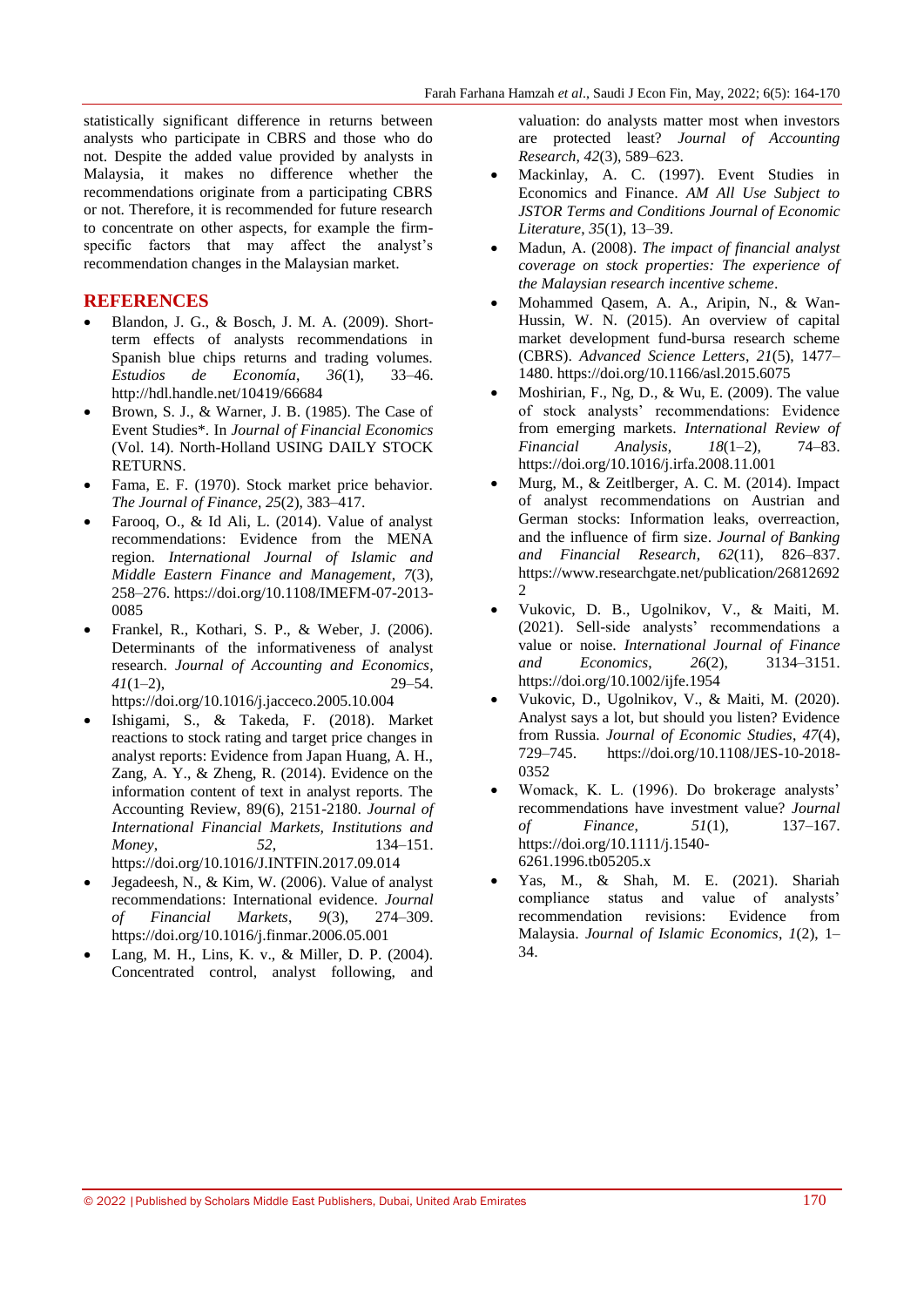statistically significant difference in returns between analysts who participate in CBRS and those who do not. Despite the added value provided by analysts in Malaysia, it makes no difference whether the recommendations originate from a participating CBRS or not. Therefore, it is recommended for future research to concentrate on other aspects, for example the firm-specific factors that may affect the analyst's recommendation changes in the Malaysian market.

## REFERENCES

- Blandon, J. G., & Bosch, J. M. A. (2009). Short-term effects of analysts recommendations in Spanish blue chips returns and trading volumes. *Estudios de Economía*, *36*(1), 33–46. http://hdl.handle.net/10419/66684
- Brown, S. J., & Warner, J. B. (1985). The Case of Event Studies*. In *Journal of Financial Economics* (Vol. 14). North-Holland USING DAILY STOCK RETURNS.
- Fama, E. F. (1970). Stock market price behavior. *The Journal of Finance*, *25*(2), 383–417.
- Farooq, O., & Id Ali, L. (2014). Value of analyst recommendations: Evidence from the MENA region. *International Journal of Islamic and Middle Eastern Finance and Management*, *7*(3), 258–276. https://doi.org/10.1108/IMEFM-07-2013-0085
- Frankel, R., Kothari, S. P., & Weber, J. (2006). Determinants of the informativeness of analyst research. *Journal of Accounting and Economics*, *41*(1–2), 29–54. https://doi.org/10.1016/j.jacceco.2005.10.004
- Ishigami, S., & Takeda, F. (2018). Market reactions to stock rating and target price changes in analyst reports: Evidence from Japan Huang, A. H., Zang, A. Y., & Zheng, R. (2014). Evidence on the information content of text in analyst reports. The Accounting Review, 89(6), 2151-2180. *Journal of International Financial Markets, Institutions and Money*, *52*, 134–151. https://doi.org/10.1016/J.INTFIN.2017.09.014
- Jegadeesh, N., & Kim, W. (2006). Value of analyst recommendations: International evidence. *Journal of Financial Markets*, *9*(3), 274–309. https://doi.org/10.1016/j.finmar.2006.05.001
- Lang, M. H., Lins, K. v., & Miller, D. P. (2004). Concentrated control, analyst following, and valuation: do analysts matter most when investors are protected least? *Journal of Accounting Research*, *42*(3), 589–623.
- Mackinlay, A. C. (1997). Event Studies in Economics and Finance. *AM All Use Subject to JSTOR Terms and Conditions Journal of Economic Literature*, *35*(1), 13–39.
- Madun, A. (2008). *The impact of financial analyst coverage on stock properties: The experience of the Malaysian research incentive scheme*.
- Mohammed Qasem, A. A., Aripin, N., & Wan-Hussin, W. N. (2015). An overview of capital market development fund-bursa research scheme (CBRS). *Advanced Science Letters*, *21*(5), 1477–1480. https://doi.org/10.1166/asl.2015.6075
- Moshirian, F., Ng, D., & Wu, E. (2009). The value of stock analysts' recommendations: Evidence from emerging markets. *International Review of Financial Analysis*, *18*(1–2), 74–83. https://doi.org/10.1016/j.irfa.2008.11.001
- Murg, M., & Zeitlberger, A. C. M. (2014). Impact of analyst recommendations on Austrian and German stocks: Information leaks, overreaction, and the influence of firm size. *Journal of Banking and Financial Research*, *62*(11), 826–837. https://www.researchgate.net/publication/268126922
- Vukovic, D. B., Ugolnikov, V., & Maiti, M. (2021). Sell-side analysts' recommendations a value or noise. *International Journal of Finance and Economics*, *26*(2), 3134–3151. https://doi.org/10.1002/ijfe.1954
- Vukovic, D., Ugolnikov, V., & Maiti, M. (2020). Analyst says a lot, but should you listen? Evidence from Russia. *Journal of Economic Studies*, *47*(4), 729–745. https://doi.org/10.1108/JES-10-2018-0352
- Womack, K. L. (1996). Do brokerage analysts' recommendations have investment value? *Journal of Finance*, *51*(1), 137–167. https://doi.org/10.1111/j.1540-6261.1996.tb05205.x
- Yas, M., & Shah, M. E. (2021). Shariah compliance status and value of analysts' recommendation revisions: Evidence from Malaysia. *Journal of Islamic Economics*, *1*(2), 1–34.